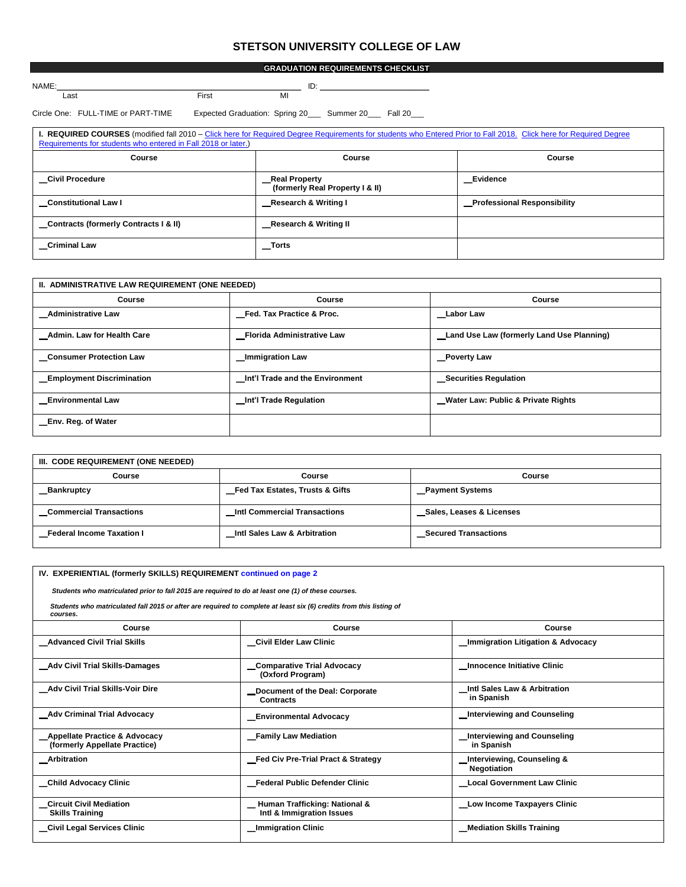# STETSON UNIVERSITY COLLEGE OF LAW

## GRADUATION REQUIREMENTS CHECKLIST

NAME:\_\_\_\_\_\_\_\_\_\_\_\_\_\_\_\_\_\_\_\_\_\_\_\_\_\_\_\_\_\_\_\_\_\_\_\_\_\_\_\_\_\_\_\_ ID: \_\_\_\_\_\_\_\_\_\_\_\_\_\_\_\_\_\_\_\_\_\_\_\_

Last First MI

Circle One: FULL-TIME or PART-TIME Expected Graduation: Spring 20\_\_\_ Summer 20\_\_\_ Fall 20\_\_\_

**I. REQUIRED COURSES** (modified fall 2010 – Click here for Required Degree Requirements for students who Entered Prior to Fall 2018. Click here for Required Degree Requirements for students who entered in Fall 2018 or later.)

| Course | Course | Course |
|---|---|---|
| __Civil Procedure | __Real Property (formerly Real Property I & II) | __Evidence |
| __Constitutional Law I | __Research & Writing I | __Professional Responsibility |
| __Contracts (formerly Contracts I & II) | __Research & Writing II | |
| __Criminal Law | __Torts | |

**II. ADMINISTRATIVE LAW REQUIREMENT (ONE NEEDED)**

| Course | Course | Course |
|---|---|---|
| __Administrative Law | __Fed. Tax Practice & Proc. | __Labor Law |
| __Admin. Law for Health Care | __Florida Administrative Law | __Land Use Law (formerly Land Use Planning) |
| __Consumer Protection Law | __Immigration Law | __Poverty Law |
| __Employment Discrimination | __Int'l Trade and the Environment | __Securities Regulation |
| __Environmental Law | __Int'l Trade Regulation | __Water Law: Public & Private Rights |
| __Env. Reg. of Water | | |

**III. CODE REQUIREMENT (ONE NEEDED)**

| Course | Course | Course |
|---|---|---|
| __Bankruptcy | __Fed Tax Estates, Trusts & Gifts | __Payment Systems |
| __Commercial Transactions | __Intl Commercial Transactions | __Sales, Leases & Licenses |
| __Federal Income Taxation I | __Intl Sales Law & Arbitration | __Secured Transactions |

**IV. EXPERIENTIAL (formerly SKILLS) REQUIREMENT** continued on page 2

***Students who matriculated prior to fall 2015 are required to do at least one (1) of these courses.***

***Students who matriculated fall 2015 or after are required to complete at least six (6) credits from this listing of courses.***

| Course | Course | Course |
|---|---|---|
| __Advanced Civil Trial Skills | __Civil Elder Law Clinic | __Immigration Litigation & Advocacy |
| __Adv Civil Trial Skills-Damages | __Comparative Trial Advocacy (Oxford Program) | __Innocence Initiative Clinic |
| __Adv Civil Trial Skills-Voir Dire | __Document of the Deal: Corporate Contracts | __Intl Sales Law & Arbitration in Spanish |
| __Adv Criminal Trial Advocacy | __Environmental Advocacy | __Interviewing and Counseling |
| __Appellate Practice & Advocacy (formerly Appellate Practice) | __Family Law Mediation | __Interviewing and Counseling in Spanish |
| __Arbitration | __Fed Civ Pre-Trial Pract & Strategy | __Interviewing, Counseling & Negotiation |
| __Child Advocacy Clinic | __Federal Public Defender Clinic | __Local Government Law Clinic |
| __Circuit Civil Mediation Skills Training | __Human Trafficking: National & Intl & Immigration Issues | __Low Income Taxpayers Clinic |
| __Civil Legal Services Clinic | __Immigration Clinic | __Mediation Skills Training |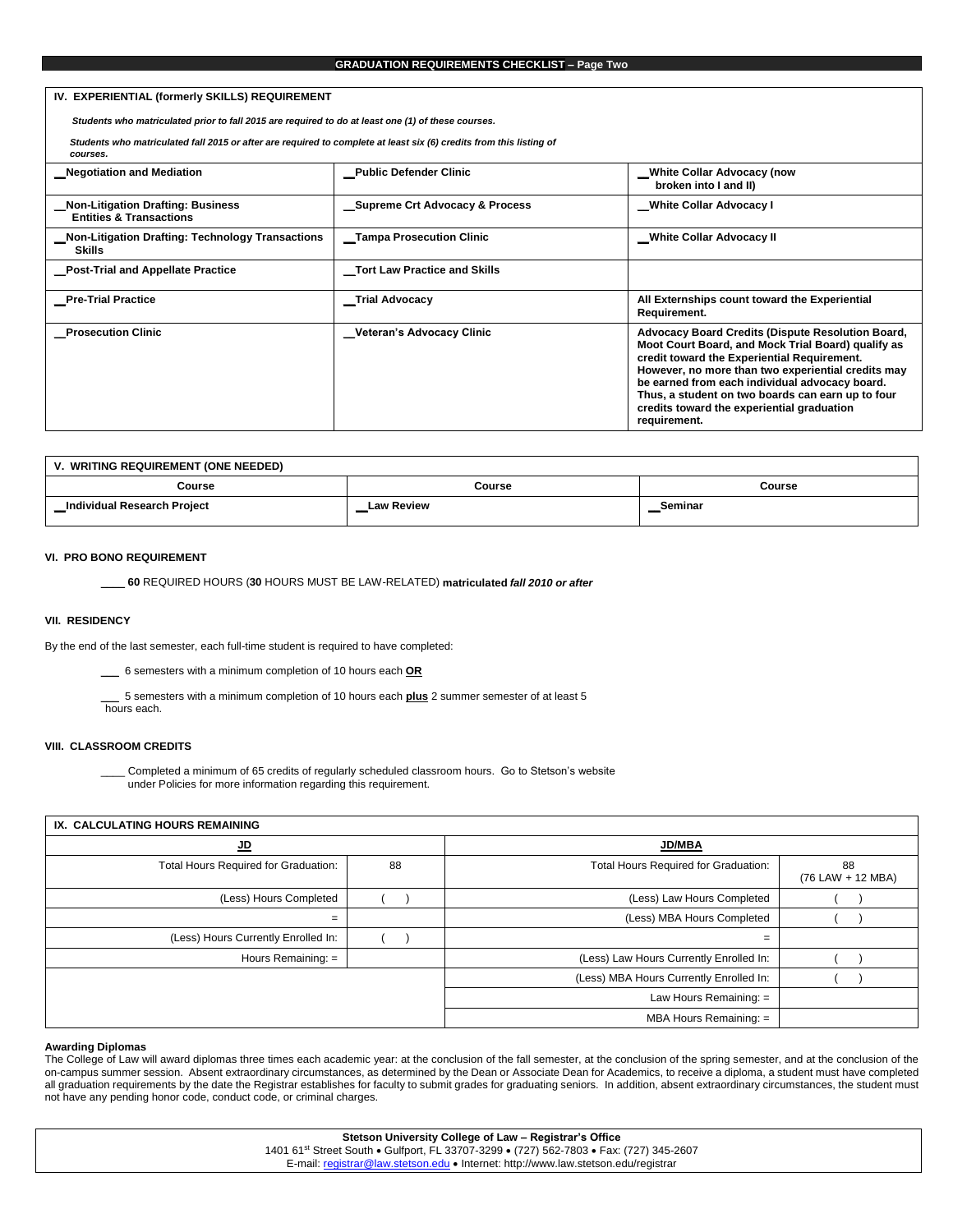## GRADUATION REQUIREMENTS CHECKLIST – Page Two

### IV. EXPERIENTIAL (formerly SKILLS) REQUIREMENT

***Students who matriculated prior to fall 2015 are required to do at least one (1) of these courses.***

***Students who matriculated fall 2015 or after are required to complete at least six (6) credits from this listing of courses.***

| | | |
|---|---|---|
| **__Negotiation and Mediation** | **__Public Defender Clinic** | **__White Collar Advocacy (now broken into I and II)** |
| **__Non-Litigation Drafting: Business Entities & Transactions** | **__Supreme Crt Advocacy & Process** | **__White Collar Advocacy I** |
| **__Non-Litigation Drafting: Technology Transactions Skills** | **__Tampa Prosecution Clinic** | **__White Collar Advocacy II** |
| **__Post-Trial and Appellate Practice** | **__Tort Law Practice and Skills** | |
| **__Pre-Trial Practice** | **__Trial Advocacy** | **All Externships count toward the Experiential Requirement.** |
| **__Prosecution Clinic** | **__Veteran's Advocacy Clinic** | **Advocacy Board Credits (Dispute Resolution Board, Moot Court Board, and Mock Trial Board) qualify as credit toward the Experiential Requirement. However, no more than two experiential credits may be earned from each individual advocacy board. Thus, a student on two boards can earn up to four credits toward the experiential graduation requirement.** |

### V. WRITING REQUIREMENT (ONE NEEDED)

| Course | Course | Course |
|---|---|---|
| **__Individual Research Project** | **__Law Review** | **__Seminar** |

### VI. PRO BONO REQUIREMENT

____ **60** REQUIRED HOURS (**30** HOURS MUST BE LAW-RELATED) **matriculated *fall 2010 or after***

### VII. RESIDENCY

By the end of the last semester, each full-time student is required to have completed:

___ 6 semesters with a minimum completion of 10 hours each **OR**

___ 5 semesters with a minimum completion of 10 hours each **plus** 2 summer semester of at least 5 hours each.

### VIII. CLASSROOM CREDITS

____ Completed a minimum of 65 credits of regularly scheduled classroom hours. Go to Stetson's website under Policies for more information regarding this requirement.

### IX. CALCULATING HOURS REMAINING

| **JD** | | **JD/MBA** | |
|---|---|---|---|
| Total Hours Required for Graduation: | 88 | Total Hours Required for Graduation: | 88 (76 LAW + 12 MBA) |
| (Less) Hours Completed | ( ) | (Less) Law Hours Completed | ( ) |
| = | | (Less) MBA Hours Completed | ( ) |
| (Less) Hours Currently Enrolled In: | ( ) | = | |
| Hours Remaining: = | | (Less) Law Hours Currently Enrolled In: | ( ) |
| | | (Less) MBA Hours Currently Enrolled In: | ( ) |
| | | Law Hours Remaining: = | |
| | | MBA Hours Remaining: = | |

**Awarding Diplomas**

The College of Law will award diplomas three times each academic year: at the conclusion of the fall semester, at the conclusion of the spring semester, and at the conclusion of the on-campus summer session. Absent extraordinary circumstances, as determined by the Dean or Associate Dean for Academics, to receive a diploma, a student must have completed all graduation requirements by the date the Registrar establishes for faculty to submit grades for graduating seniors. In addition, absent extraordinary circumstances, the student must not have any pending honor code, conduct code, or criminal charges.

**Stetson University College of Law – Registrar's Office**
1401 61st Street South • Gulfport, FL 33707-3299 • (727) 562-7803 • Fax: (727) 345-2607
E-mail: registrar@law.stetson.edu • Internet: http://www.law.stetson.edu/registrar